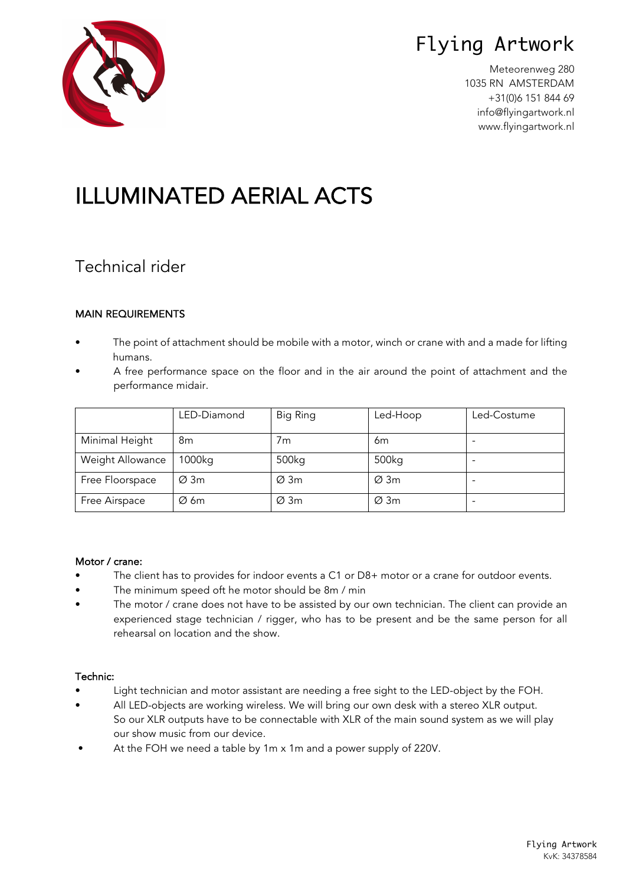# Flying Artwork

Meteorenweg 280
1035 RN AMSTERDAM
+31(0)6 151 844 69
info@flyingartwork.nl
www.flyingartwork.nl

# ILLUMINATED AERIAL ACTS

## Technical rider

### MAIN REQUIREMENTS

- The point of attachment should be mobile with a motor, winch or crane with and a made for lifting humans.
- A free performance space on the floor and in the air around the point of attachment and the performance midair.

| | LED-Diamond | Big Ring | Led-Hoop | Led-Costume |
|---|---|---|---|---|
| Minimal Height | 8m | 7m | 6m | - |
| Weight Allowance | 1000kg | 500kg | 500kg | - |
| Free Floorspace | Ø 3m | Ø 3m | Ø 3m | - |
| Free Airspace | Ø 6m | Ø 3m | Ø 3m | - |

### Motor / crane:

- The client has to provides for indoor events a C1 or D8+ motor or a crane for outdoor events.
- The minimum speed oft he motor should be 8m / min
- The motor / crane does not have to be assisted by our own technician. The client can provide an experienced stage technician / rigger, who has to be present and be the same person for all rehearsal on location and the show.

### Technic:

- Light technician and motor assistant are needing a free sight to the LED-object by the FOH.
- All LED-objects are working wireless. We will bring our own desk with a stereo XLR output. So our XLR outputs have to be connectable with XLR of the main sound system as we will play our show music from our device.
- At the FOH we need a table by 1m x 1m and a power supply of 220V.

Flying Artwork
KvK: 34378584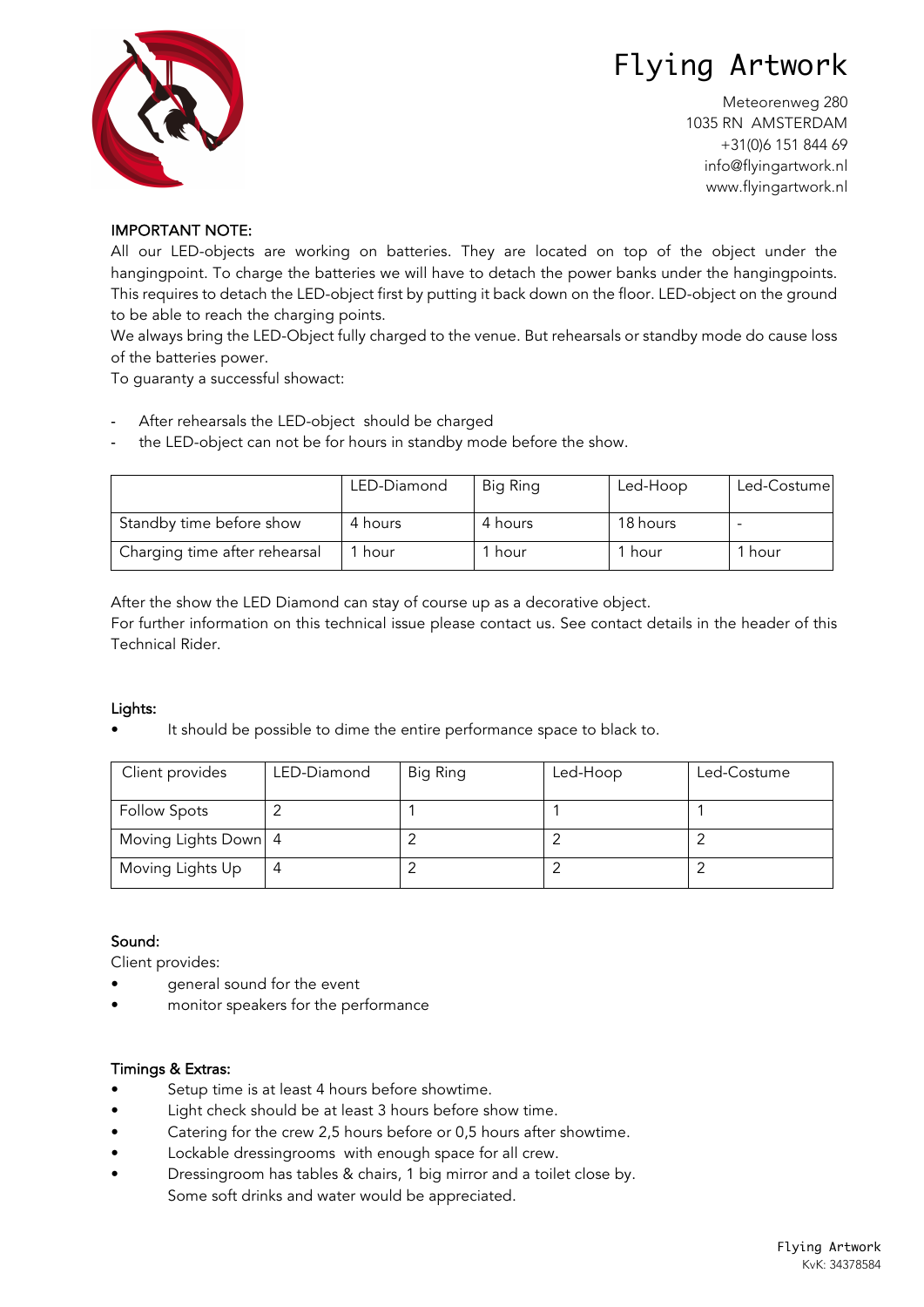# Flying Artwork

Meteorenweg 280
1035 RN AMSTERDAM
+31(0)6 151 844 69
info@flyingartwork.nl
www.flyingartwork.nl

IMPORTANT NOTE:

All our LED-objects are working on batteries. They are located on top of the object under the hangingpoint. To charge the batteries we will have to detach the power banks under the hangingpoints. This requires to detach the LED-object first by putting it back down on the floor. LED-object on the ground to be able to reach the charging points.

We always bring the LED-Object fully charged to the venue. But rehearsals or standby mode do cause loss of the batteries power.

To guaranty a successful showact:

- After rehearsals the LED-object should be charged
- the LED-object can not be for hours in standby mode before the show.

| | LED-Diamond | Big Ring | Led-Hoop | Led-Costume |
|---|---|---|---|---|
| Standby time before show | 4 hours | 4 hours | 18 hours | - |
| Charging time after rehearsal | 1 hour | 1 hour | 1 hour | 1 hour |

After the show the LED Diamond can stay of course up as a decorative object.

For further information on this technical issue please contact us. See contact details in the header of this Technical Rider.

Lights:

- It should be possible to dime the entire performance space to black to.

| Client provides | LED-Diamond | Big Ring | Led-Hoop | Led-Costume |
|---|---|---|---|---|
| Follow Spots | 2 | 1 | 1 | 1 |
| Moving Lights Down | 4 | 2 | 2 | 2 |
| Moving Lights Up | 4 | 2 | 2 | 2 |

Sound:

Client provides:

- general sound for the event
- monitor speakers for the performance

Timings & Extras:

- Setup time is at least 4 hours before showtime.
- Light check should be at least 3 hours before show time.
- Catering for the crew 2,5 hours before or 0,5 hours after showtime.
- Lockable dressingrooms with enough space for all crew.
- Dressingroom has tables & chairs, 1 big mirror and a toilet close by.
  Some soft drinks and water would be appreciated.

Flying Artwork
KvK: 34378584